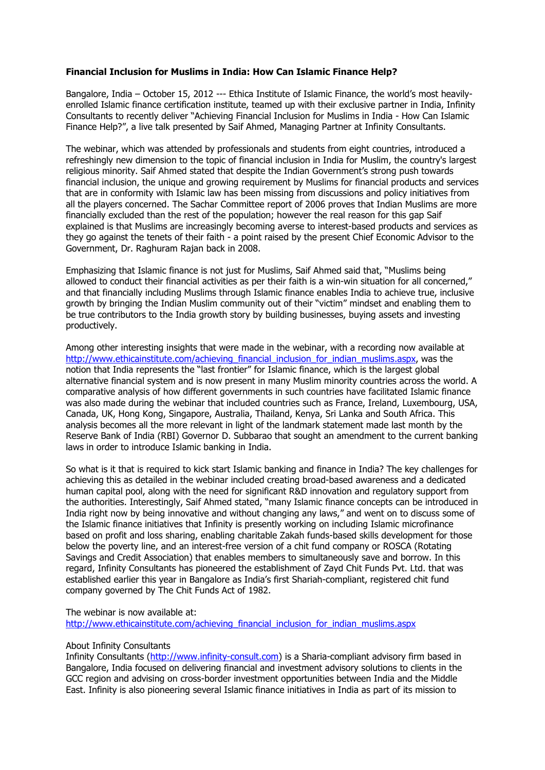**Financial Inclusion for Muslims in India: How Can Islamic Finance Help?**

Bangalore, India – October 15, 2012 --- Ethica Institute of Islamic Finance, the world's most heavily-enrolled Islamic finance certification institute, teamed up with their exclusive partner in India, Infinity Consultants to recently deliver "Achieving Financial Inclusion for Muslims in India - How Can Islamic Finance Help?", a live talk presented by Saif Ahmed, Managing Partner at Infinity Consultants.

The webinar, which was attended by professionals and students from eight countries, introduced a refreshingly new dimension to the topic of financial inclusion in India for Muslim, the country's largest religious minority. Saif Ahmed stated that despite the Indian Government's strong push towards financial inclusion, the unique and growing requirement by Muslims for financial products and services that are in conformity with Islamic law has been missing from discussions and policy initiatives from all the players concerned. The Sachar Committee report of 2006 proves that Indian Muslims are more financially excluded than the rest of the population; however the real reason for this gap Saif explained is that Muslims are increasingly becoming averse to interest-based products and services as they go against the tenets of their faith - a point raised by the present Chief Economic Advisor to the Government, Dr. Raghuram Rajan back in 2008.

Emphasizing that Islamic finance is not just for Muslims, Saif Ahmed said that, "Muslims being allowed to conduct their financial activities as per their faith is a win-win situation for all concerned," and that financially including Muslims through Islamic finance enables India to achieve true, inclusive growth by bringing the Indian Muslim community out of their "victim" mindset and enabling them to be true contributors to the India growth story by building businesses, buying assets and investing productively.

Among other interesting insights that were made in the webinar, with a recording now available at http://www.ethicainstitute.com/achieving_financial_inclusion_for_indian_muslims.aspx, was the notion that India represents the "last frontier" for Islamic finance, which is the largest global alternative financial system and is now present in many Muslim minority countries across the world. A comparative analysis of how different governments in such countries have facilitated Islamic finance was also made during the webinar that included countries such as France, Ireland, Luxembourg, USA, Canada, UK, Hong Kong, Singapore, Australia, Thailand, Kenya, Sri Lanka and South Africa. This analysis becomes all the more relevant in light of the landmark statement made last month by the Reserve Bank of India (RBI) Governor D. Subbarao that sought an amendment to the current banking laws in order to introduce Islamic banking in India.

So what is it that is required to kick start Islamic banking and finance in India? The key challenges for achieving this as detailed in the webinar included creating broad-based awareness and a dedicated human capital pool, along with the need for significant R&D innovation and regulatory support from the authorities. Interestingly, Saif Ahmed stated, "many Islamic finance concepts can be introduced in India right now by being innovative and without changing any laws," and went on to discuss some of the Islamic finance initiatives that Infinity is presently working on including Islamic microfinance based on profit and loss sharing, enabling charitable Zakah funds-based skills development for those below the poverty line, and an interest-free version of a chit fund company or ROSCA (Rotating Savings and Credit Association) that enables members to simultaneously save and borrow. In this regard, Infinity Consultants has pioneered the establishment of Zayd Chit Funds Pvt. Ltd. that was established earlier this year in Bangalore as India's first Shariah-compliant, registered chit fund company governed by The Chit Funds Act of 1982.

The webinar is now available at:
http://www.ethicainstitute.com/achieving_financial_inclusion_for_indian_muslims.aspx

About Infinity Consultants
Infinity Consultants (http://www.infinity-consult.com) is a Sharia-compliant advisory firm based in Bangalore, India focused on delivering financial and investment advisory solutions to clients in the GCC region and advising on cross-border investment opportunities between India and the Middle East. Infinity is also pioneering several Islamic finance initiatives in India as part of its mission to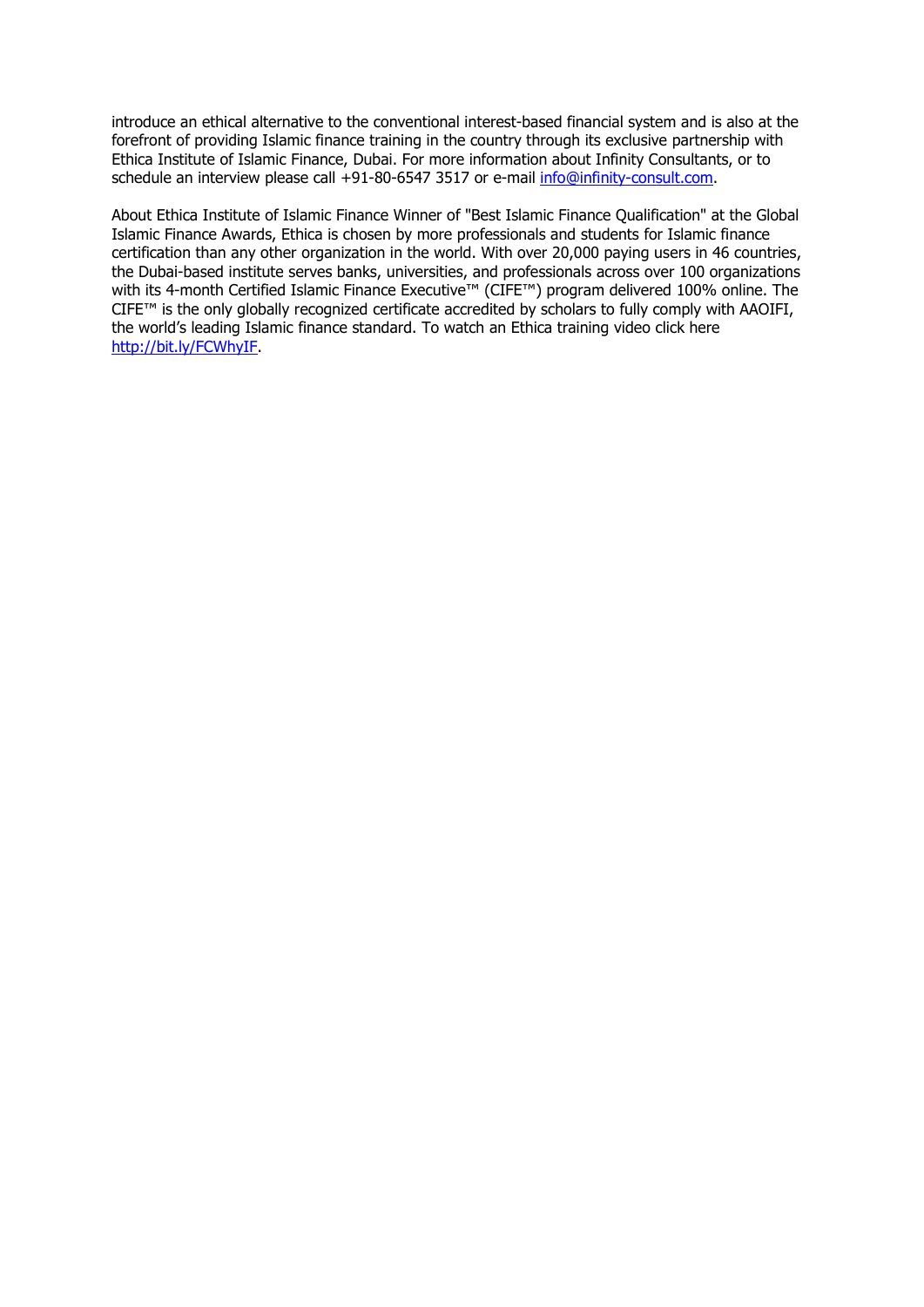introduce an ethical alternative to the conventional interest-based financial system and is also at the forefront of providing Islamic finance training in the country through its exclusive partnership with Ethica Institute of Islamic Finance, Dubai. For more information about Infinity Consultants, or to schedule an interview please call +91-80-6547 3517 or e-mail info@infinity-consult.com.

About Ethica Institute of Islamic Finance Winner of "Best Islamic Finance Qualification" at the Global Islamic Finance Awards, Ethica is chosen by more professionals and students for Islamic finance certification than any other organization in the world. With over 20,000 paying users in 46 countries, the Dubai-based institute serves banks, universities, and professionals across over 100 organizations with its 4-month Certified Islamic Finance Executive™ (CIFE™) program delivered 100% online. The CIFE™ is the only globally recognized certificate accredited by scholars to fully comply with AAOIFI, the world's leading Islamic finance standard. To watch an Ethica training video click here http://bit.ly/FCWhyIF.